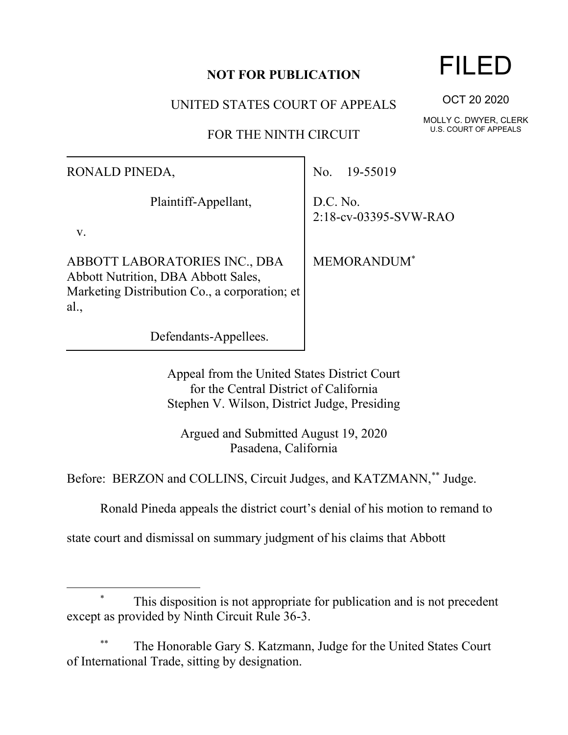**NOT FOR PUBLICATION**

UNITED STATES COURT OF APPEALS

FOR THE NINTH CIRCUIT

FILED

OCT 20 2020

MOLLY C. DWYER, CLERK
U.S. COURT OF APPEALS

| | |
|---|---|
| RONALD PINEDA,<br><br>Plaintiff-Appellant,<br><br>v.<br><br>ABBOTT LABORATORIES INC., DBA Abbott Nutrition, DBA Abbott Sales, Marketing Distribution Co., a corporation; et al.,<br><br>Defendants-Appellees. | No. 19-55019<br><br>D.C. No. 2:18-cv-03395-SVW-RAO<br><br>MEMORANDUM[*] |

Appeal from the United States District Court
for the Central District of California
Stephen V. Wilson, District Judge, Presiding

Argued and Submitted August 19, 2020
Pasadena, California

Before: BERZON and COLLINS, Circuit Judges, and KATZMANN,[**] Judge.

Ronald Pineda appeals the district court's denial of his motion to remand to state court and dismissal on summary judgment of his claims that Abbott

---

[*] This disposition is not appropriate for publication and is not precedent except as provided by Ninth Circuit Rule 36-3.

[**] The Honorable Gary S. Katzmann, Judge for the United States Court of International Trade, sitting by designation.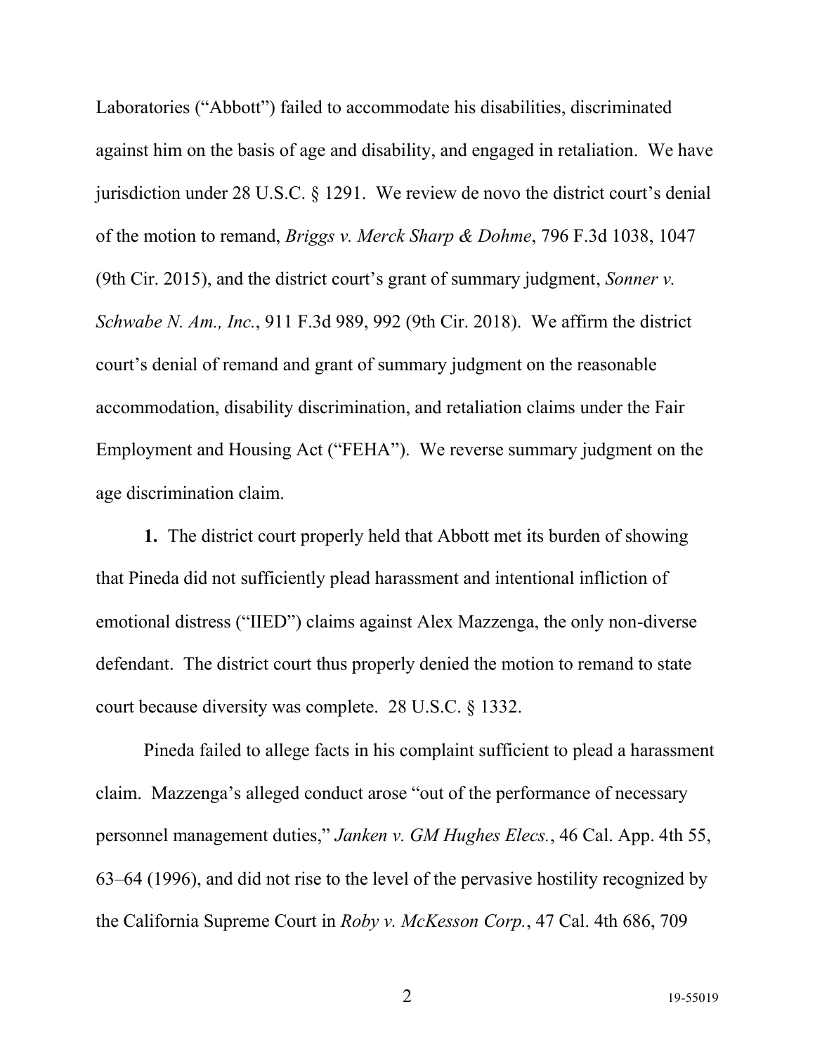Laboratories ("Abbott") failed to accommodate his disabilities, discriminated against him on the basis of age and disability, and engaged in retaliation. We have jurisdiction under 28 U.S.C. § 1291. We review de novo the district court's denial of the motion to remand, *Briggs v. Merck Sharp & Dohme*, 796 F.3d 1038, 1047 (9th Cir. 2015), and the district court's grant of summary judgment, *Sonner v. Schwabe N. Am., Inc.*, 911 F.3d 989, 992 (9th Cir. 2018). We affirm the district court's denial of remand and grant of summary judgment on the reasonable accommodation, disability discrimination, and retaliation claims under the Fair Employment and Housing Act ("FEHA"). We reverse summary judgment on the age discrimination claim.

**1.** The district court properly held that Abbott met its burden of showing that Pineda did not sufficiently plead harassment and intentional infliction of emotional distress ("IIED") claims against Alex Mazzenga, the only non-diverse defendant. The district court thus properly denied the motion to remand to state court because diversity was complete. 28 U.S.C. § 1332.

Pineda failed to allege facts in his complaint sufficient to plead a harassment claim. Mazzenga's alleged conduct arose "out of the performance of necessary personnel management duties," *Janken v. GM Hughes Elecs.*, 46 Cal. App. 4th 55, 63–64 (1996), and did not rise to the level of the pervasive hostility recognized by the California Supreme Court in *Roby v. McKesson Corp.*, 47 Cal. 4th 686, 709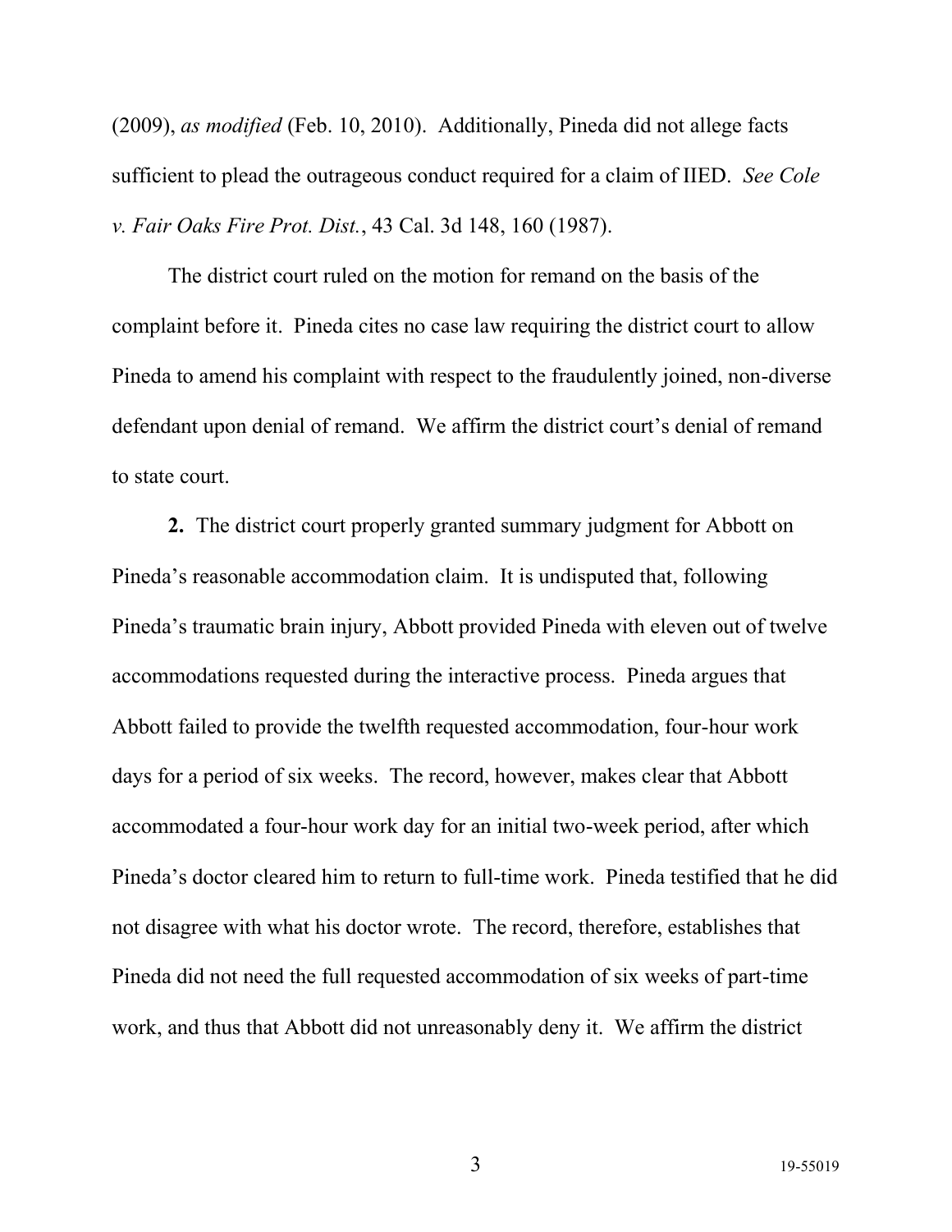(2009), *as modified* (Feb. 10, 2010). Additionally, Pineda did not allege facts sufficient to plead the outrageous conduct required for a claim of IIED. *See Cole v. Fair Oaks Fire Prot. Dist.*, 43 Cal. 3d 148, 160 (1987).

The district court ruled on the motion for remand on the basis of the complaint before it. Pineda cites no case law requiring the district court to allow Pineda to amend his complaint with respect to the fraudulently joined, non-diverse defendant upon denial of remand. We affirm the district court's denial of remand to state court.

**2.** The district court properly granted summary judgment for Abbott on Pineda's reasonable accommodation claim. It is undisputed that, following Pineda's traumatic brain injury, Abbott provided Pineda with eleven out of twelve accommodations requested during the interactive process. Pineda argues that Abbott failed to provide the twelfth requested accommodation, four-hour work days for a period of six weeks. The record, however, makes clear that Abbott accommodated a four-hour work day for an initial two-week period, after which Pineda's doctor cleared him to return to full-time work. Pineda testified that he did not disagree with what his doctor wrote. The record, therefore, establishes that Pineda did not need the full requested accommodation of six weeks of part-time work, and thus that Abbott did not unreasonably deny it. We affirm the district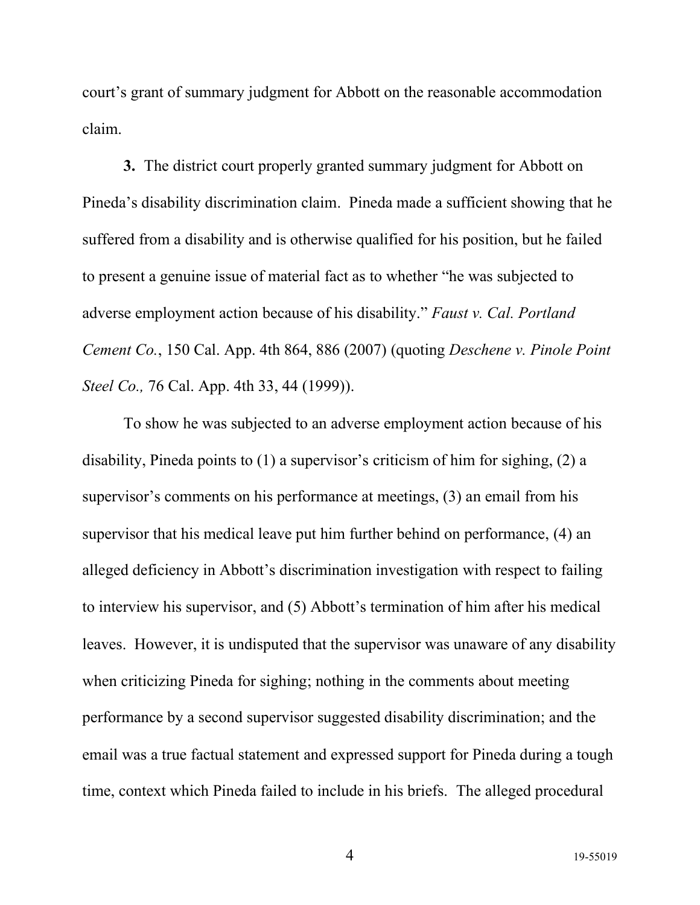court's grant of summary judgment for Abbott on the reasonable accommodation claim.

**3.** The district court properly granted summary judgment for Abbott on Pineda's disability discrimination claim. Pineda made a sufficient showing that he suffered from a disability and is otherwise qualified for his position, but he failed to present a genuine issue of material fact as to whether "he was subjected to adverse employment action because of his disability." *Faust v. Cal. Portland Cement Co.*, 150 Cal. App. 4th 864, 886 (2007) (quoting *Deschene v. Pinole Point Steel Co.,* 76 Cal. App. 4th 33, 44 (1999)).

To show he was subjected to an adverse employment action because of his disability, Pineda points to (1) a supervisor's criticism of him for sighing, (2) a supervisor's comments on his performance at meetings, (3) an email from his supervisor that his medical leave put him further behind on performance, (4) an alleged deficiency in Abbott's discrimination investigation with respect to failing to interview his supervisor, and (5) Abbott's termination of him after his medical leaves. However, it is undisputed that the supervisor was unaware of any disability when criticizing Pineda for sighing; nothing in the comments about meeting performance by a second supervisor suggested disability discrimination; and the email was a true factual statement and expressed support for Pineda during a tough time, context which Pineda failed to include in his briefs. The alleged procedural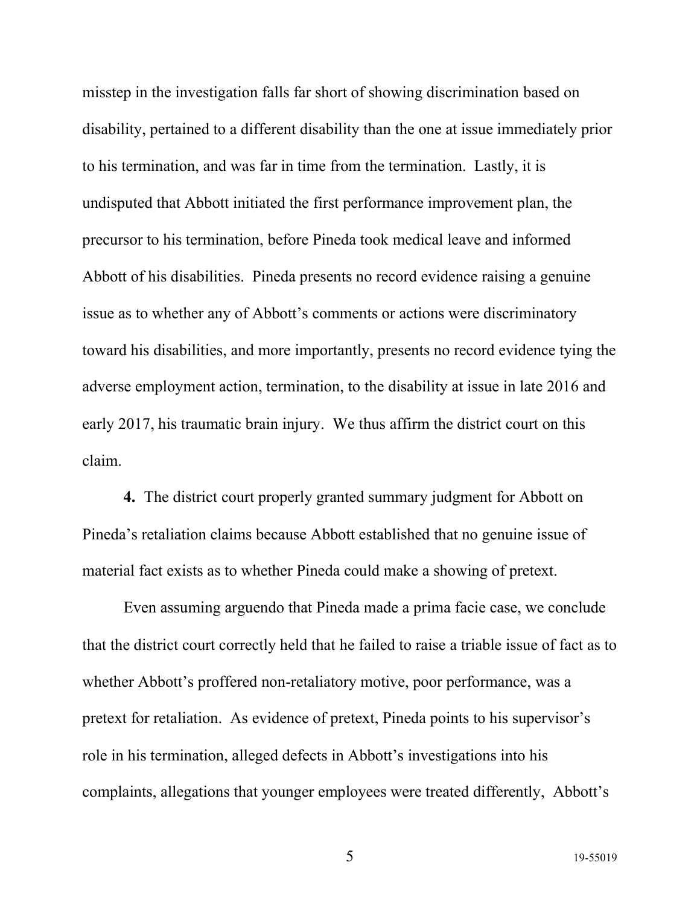misstep in the investigation falls far short of showing discrimination based on disability, pertained to a different disability than the one at issue immediately prior to his termination, and was far in time from the termination. Lastly, it is undisputed that Abbott initiated the first performance improvement plan, the precursor to his termination, before Pineda took medical leave and informed Abbott of his disabilities. Pineda presents no record evidence raising a genuine issue as to whether any of Abbott's comments or actions were discriminatory toward his disabilities, and more importantly, presents no record evidence tying the adverse employment action, termination, to the disability at issue in late 2016 and early 2017, his traumatic brain injury. We thus affirm the district court on this claim.

**4.** The district court properly granted summary judgment for Abbott on Pineda's retaliation claims because Abbott established that no genuine issue of material fact exists as to whether Pineda could make a showing of pretext.

Even assuming arguendo that Pineda made a prima facie case, we conclude that the district court correctly held that he failed to raise a triable issue of fact as to whether Abbott's proffered non-retaliatory motive, poor performance, was a pretext for retaliation. As evidence of pretext, Pineda points to his supervisor's role in his termination, alleged defects in Abbott's investigations into his complaints, allegations that younger employees were treated differently, Abbott's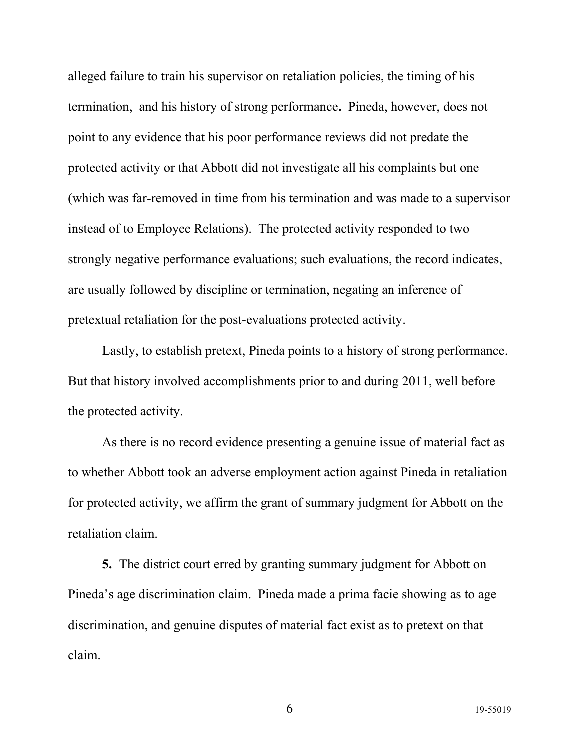alleged failure to train his supervisor on retaliation policies, the timing of his termination, and his history of strong performance**.** Pineda, however, does not point to any evidence that his poor performance reviews did not predate the protected activity or that Abbott did not investigate all his complaints but one (which was far-removed in time from his termination and was made to a supervisor instead of to Employee Relations). The protected activity responded to two strongly negative performance evaluations; such evaluations, the record indicates, are usually followed by discipline or termination, negating an inference of pretextual retaliation for the post-evaluations protected activity.

Lastly, to establish pretext, Pineda points to a history of strong performance. But that history involved accomplishments prior to and during 2011, well before the protected activity.

As there is no record evidence presenting a genuine issue of material fact as to whether Abbott took an adverse employment action against Pineda in retaliation for protected activity, we affirm the grant of summary judgment for Abbott on the retaliation claim.

**5.** The district court erred by granting summary judgment for Abbott on Pineda's age discrimination claim. Pineda made a prima facie showing as to age discrimination, and genuine disputes of material fact exist as to pretext on that claim.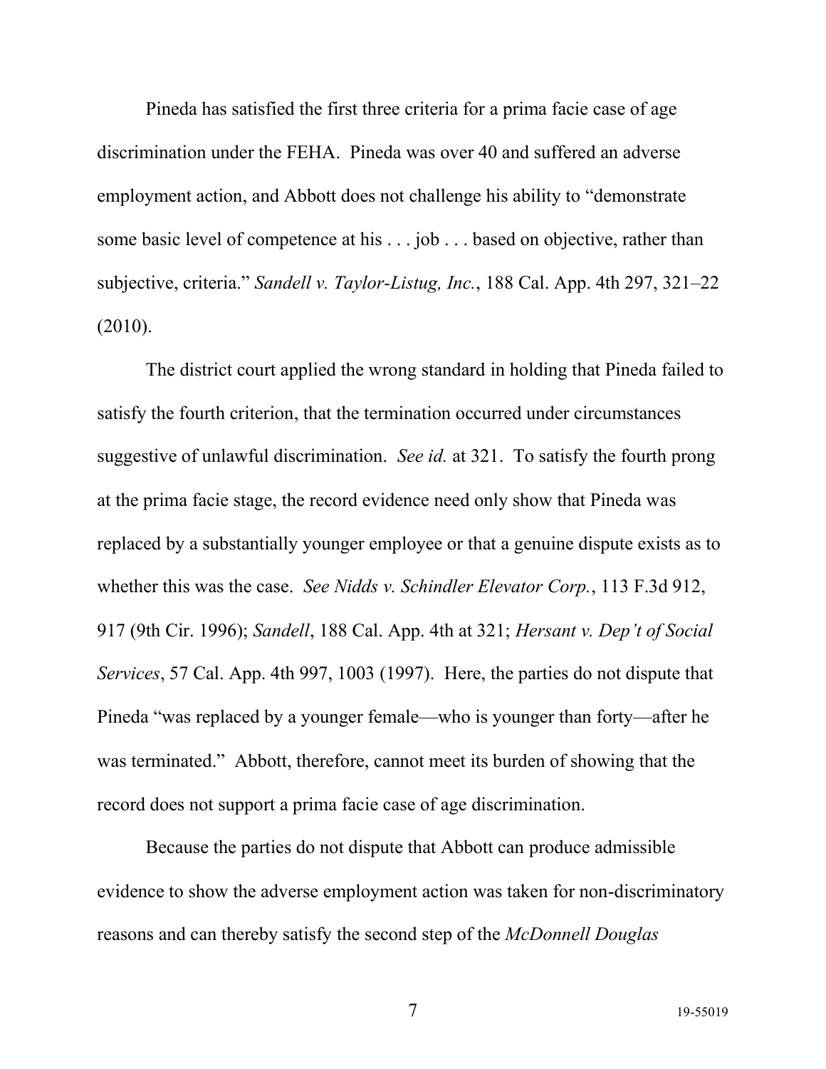Pineda has satisfied the first three criteria for a prima facie case of age discrimination under the FEHA. Pineda was over 40 and suffered an adverse employment action, and Abbott does not challenge his ability to "demonstrate some basic level of competence at his . . . job . . . based on objective, rather than subjective, criteria." *Sandell v. Taylor-Listug, Inc.*, 188 Cal. App. 4th 297, 321–22 (2010).

The district court applied the wrong standard in holding that Pineda failed to satisfy the fourth criterion, that the termination occurred under circumstances suggestive of unlawful discrimination. *See id.* at 321. To satisfy the fourth prong at the prima facie stage, the record evidence need only show that Pineda was replaced by a substantially younger employee or that a genuine dispute exists as to whether this was the case. *See Nidds v. Schindler Elevator Corp.*, 113 F.3d 912, 917 (9th Cir. 1996); *Sandell*, 188 Cal. App. 4th at 321; *Hersant v. Dep't of Social Services*, 57 Cal. App. 4th 997, 1003 (1997). Here, the parties do not dispute that Pineda "was replaced by a younger female—who is younger than forty—after he was terminated." Abbott, therefore, cannot meet its burden of showing that the record does not support a prima facie case of age discrimination.

Because the parties do not dispute that Abbott can produce admissible evidence to show the adverse employment action was taken for non-discriminatory reasons and can thereby satisfy the second step of the *McDonnell Douglas*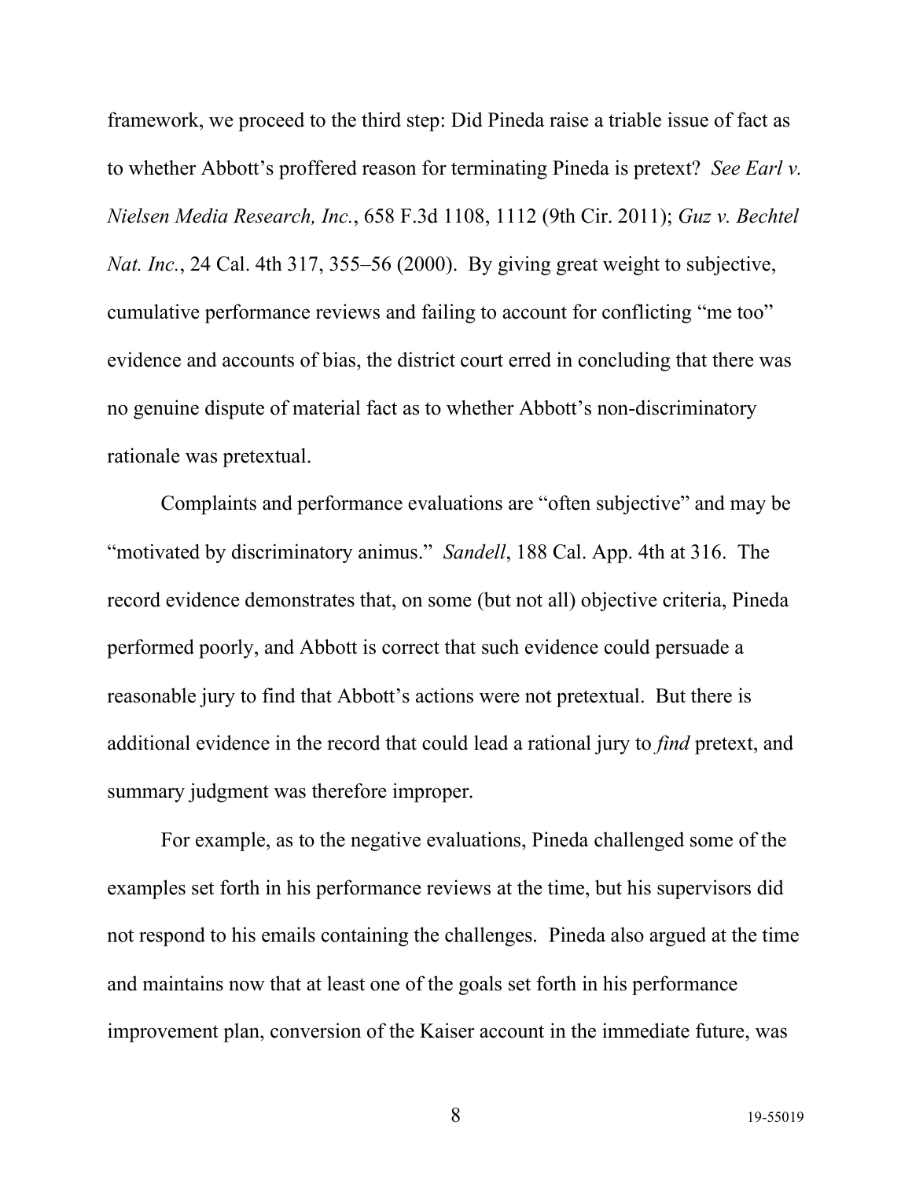framework, we proceed to the third step: Did Pineda raise a triable issue of fact as to whether Abbott's proffered reason for terminating Pineda is pretext? *See Earl v. Nielsen Media Research, Inc.*, 658 F.3d 1108, 1112 (9th Cir. 2011); *Guz v. Bechtel Nat. Inc.*, 24 Cal. 4th 317, 355–56 (2000). By giving great weight to subjective, cumulative performance reviews and failing to account for conflicting "me too" evidence and accounts of bias, the district court erred in concluding that there was no genuine dispute of material fact as to whether Abbott's non-discriminatory rationale was pretextual.

Complaints and performance evaluations are "often subjective" and may be "motivated by discriminatory animus." *Sandell*, 188 Cal. App. 4th at 316. The record evidence demonstrates that, on some (but not all) objective criteria, Pineda performed poorly, and Abbott is correct that such evidence could persuade a reasonable jury to find that Abbott's actions were not pretextual. But there is additional evidence in the record that could lead a rational jury to *find* pretext, and summary judgment was therefore improper.

For example, as to the negative evaluations, Pineda challenged some of the examples set forth in his performance reviews at the time, but his supervisors did not respond to his emails containing the challenges. Pineda also argued at the time and maintains now that at least one of the goals set forth in his performance improvement plan, conversion of the Kaiser account in the immediate future, was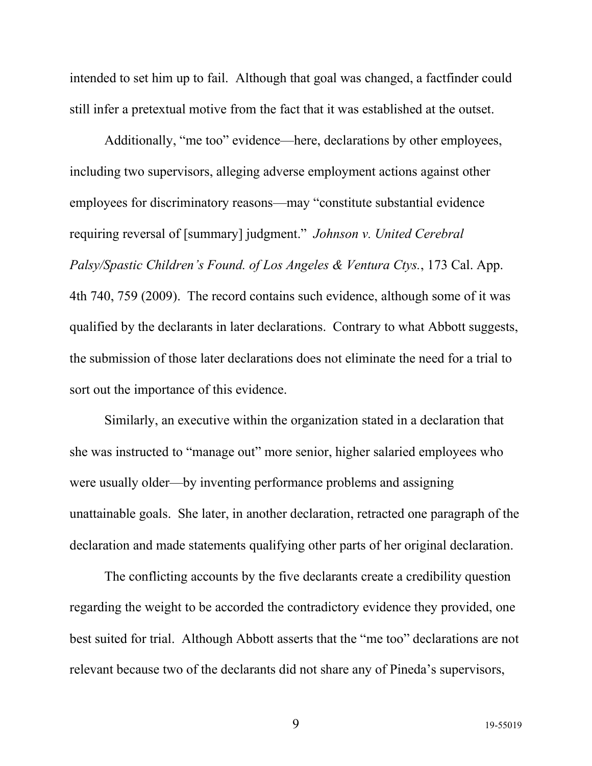intended to set him up to fail. Although that goal was changed, a factfinder could still infer a pretextual motive from the fact that it was established at the outset.

Additionally, "me too" evidence—here, declarations by other employees, including two supervisors, alleging adverse employment actions against other employees for discriminatory reasons—may "constitute substantial evidence requiring reversal of [summary] judgment." *Johnson v. United Cerebral Palsy/Spastic Children's Found. of Los Angeles & Ventura Ctys.*, 173 Cal. App. 4th 740, 759 (2009). The record contains such evidence, although some of it was qualified by the declarants in later declarations. Contrary to what Abbott suggests, the submission of those later declarations does not eliminate the need for a trial to sort out the importance of this evidence.

Similarly, an executive within the organization stated in a declaration that she was instructed to "manage out" more senior, higher salaried employees who were usually older—by inventing performance problems and assigning unattainable goals. She later, in another declaration, retracted one paragraph of the declaration and made statements qualifying other parts of her original declaration.

The conflicting accounts by the five declarants create a credibility question regarding the weight to be accorded the contradictory evidence they provided, one best suited for trial. Although Abbott asserts that the "me too" declarations are not relevant because two of the declarants did not share any of Pineda's supervisors,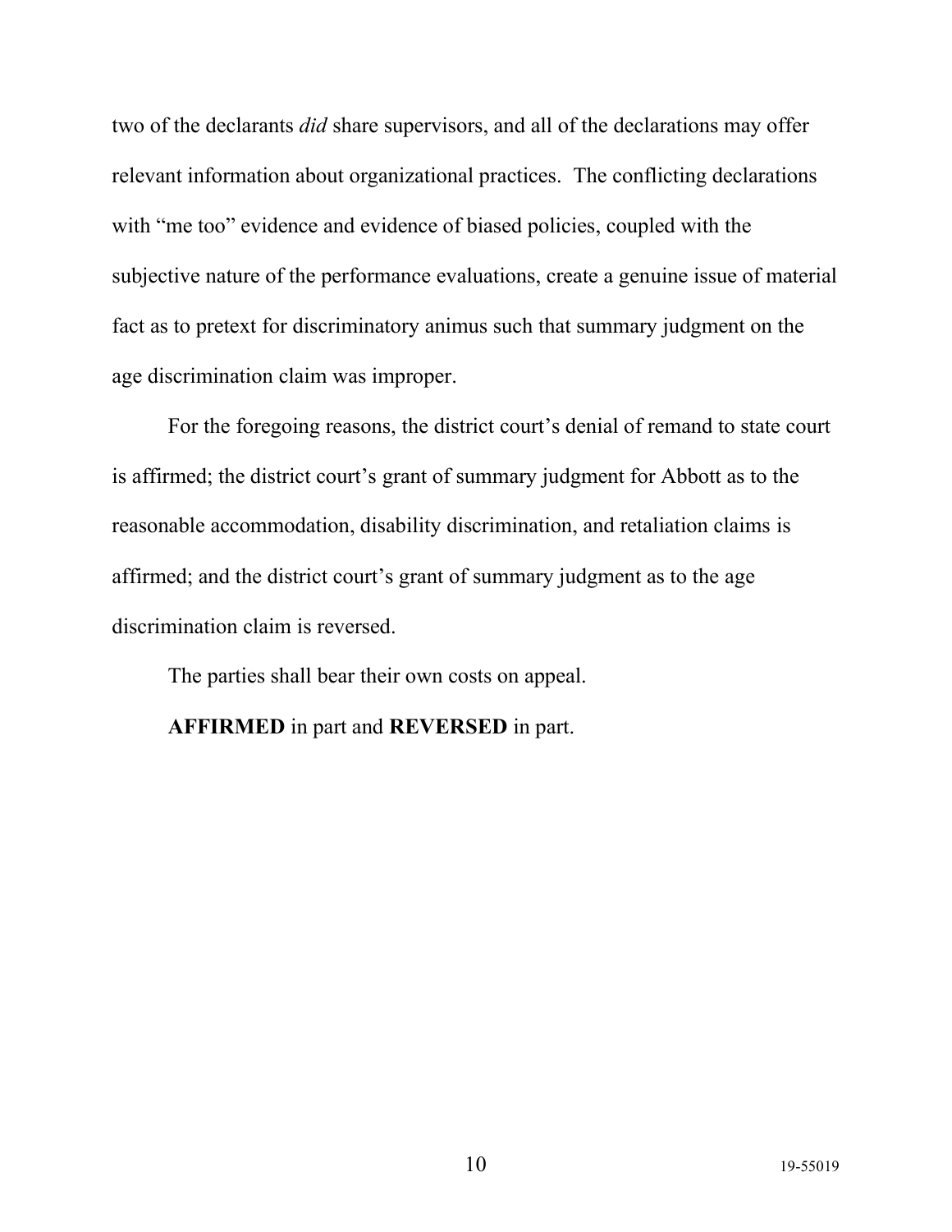two of the declarants *did* share supervisors, and all of the declarations may offer relevant information about organizational practices. The conflicting declarations with "me too" evidence and evidence of biased policies, coupled with the subjective nature of the performance evaluations, create a genuine issue of material fact as to pretext for discriminatory animus such that summary judgment on the age discrimination claim was improper.

For the foregoing reasons, the district court's denial of remand to state court is affirmed; the district court's grant of summary judgment for Abbott as to the reasonable accommodation, disability discrimination, and retaliation claims is affirmed; and the district court's grant of summary judgment as to the age discrimination claim is reversed.

The parties shall bear their own costs on appeal.

**AFFIRMED** in part and **REVERSED** in part.